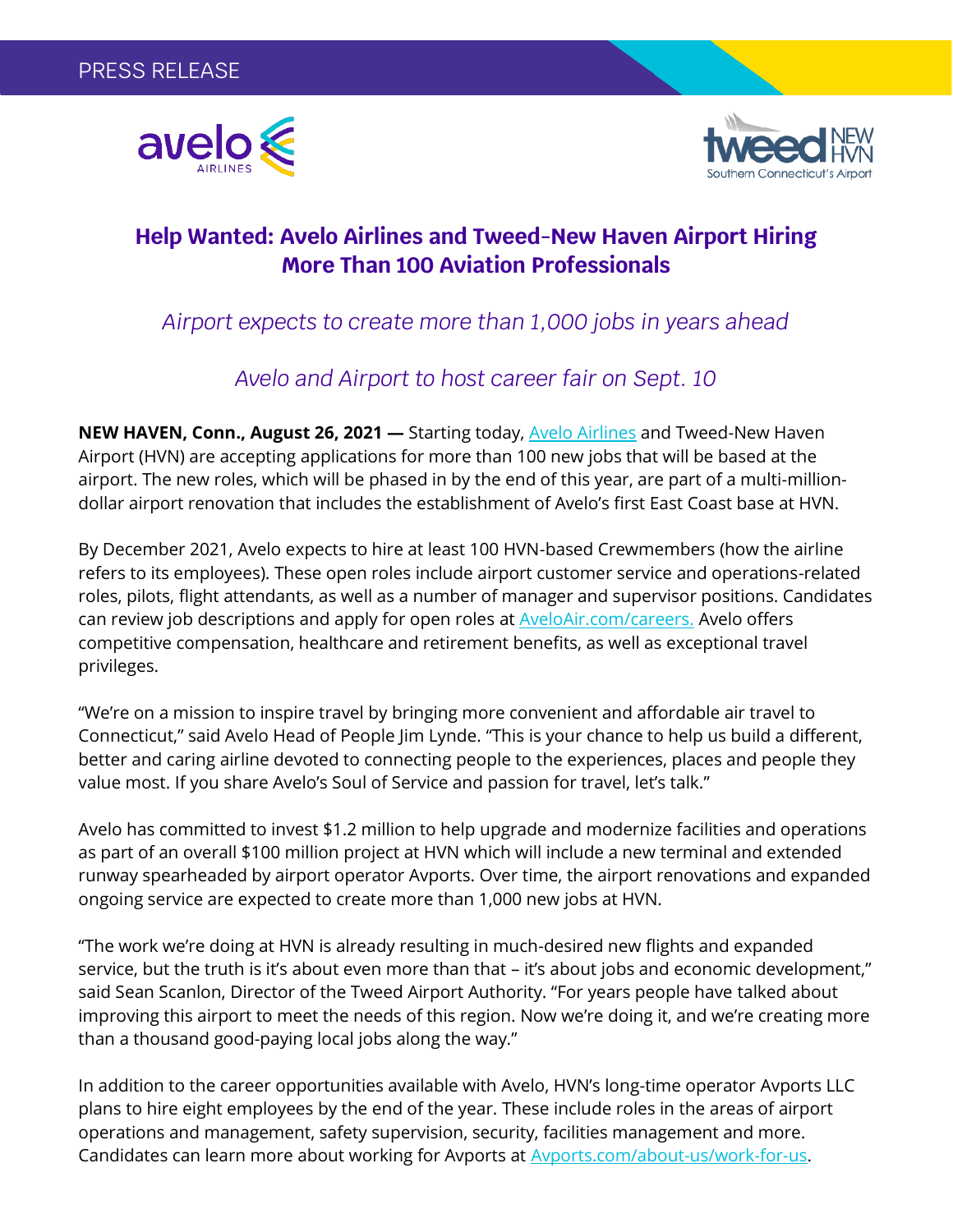PRESS RELEASE

# Help Wanted: Avelo Airlines and Tweed-New Haven Airport Hiring More Than 100 Aviation Professionals

*Airport expects to create more than 1,000 jobs in years ahead*

*Avelo and Airport to host career fair on Sept. 10*

**NEW HAVEN, Conn., August 26, 2021 —** Starting today, Avelo Airlines and Tweed-New Haven Airport (HVN) are accepting applications for more than 100 new jobs that will be based at the airport. The new roles, which will be phased in by the end of this year, are part of a multi-million-dollar airport renovation that includes the establishment of Avelo's first East Coast base at HVN.

By December 2021, Avelo expects to hire at least 100 HVN-based Crewmembers (how the airline refers to its employees). These open roles include airport customer service and operations-related roles, pilots, flight attendants, as well as a number of manager and supervisor positions. Candidates can review job descriptions and apply for open roles at AveloAir.com/careers. Avelo offers competitive compensation, healthcare and retirement benefits, as well as exceptional travel privileges.

"We're on a mission to inspire travel by bringing more convenient and affordable air travel to Connecticut," said Avelo Head of People Jim Lynde. "This is your chance to help us build a different, better and caring airline devoted to connecting people to the experiences, places and people they value most. If you share Avelo's Soul of Service and passion for travel, let's talk."

Avelo has committed to invest $1.2 million to help upgrade and modernize facilities and operations as part of an overall $100 million project at HVN which will include a new terminal and extended runway spearheaded by airport operator Avports. Over time, the airport renovations and expanded ongoing service are expected to create more than 1,000 new jobs at HVN.

"The work we're doing at HVN is already resulting in much-desired new flights and expanded service, but the truth is it's about even more than that – it's about jobs and economic development," said Sean Scanlon, Director of the Tweed Airport Authority. "For years people have talked about improving this airport to meet the needs of this region. Now we're doing it, and we're creating more than a thousand good-paying local jobs along the way."

In addition to the career opportunities available with Avelo, HVN's long-time operator Avports LLC plans to hire eight employees by the end of the year. These include roles in the areas of airport operations and management, safety supervision, security, facilities management and more. Candidates can learn more about working for Avports at Avports.com/about-us/work-for-us.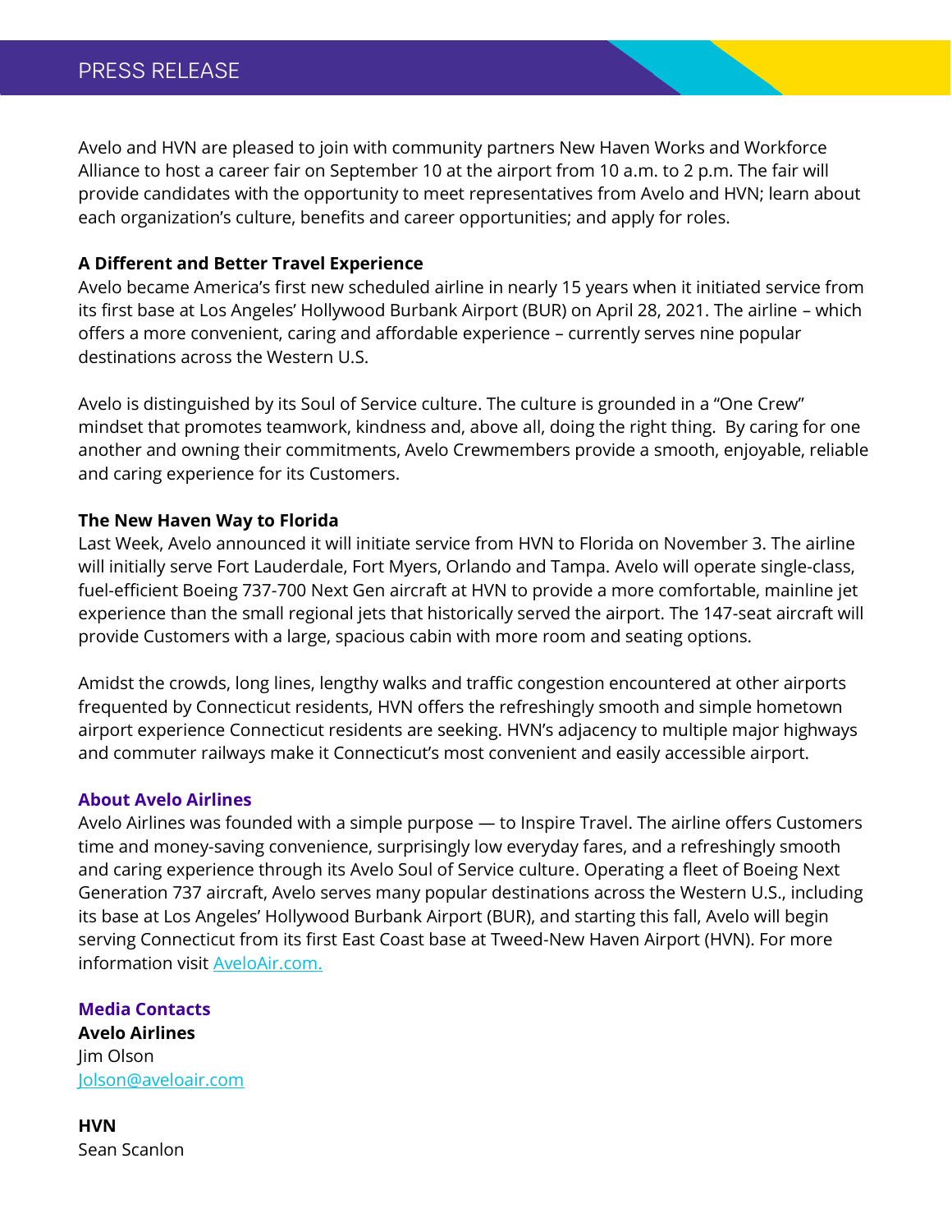Avelo and HVN are pleased to join with community partners New Haven Works and Workforce Alliance to host a career fair on September 10 at the airport from 10 a.m. to 2 p.m. The fair will provide candidates with the opportunity to meet representatives from Avelo and HVN; learn about each organization's culture, benefits and career opportunities; and apply for roles.

**A Different and Better Travel Experience**

Avelo became America's first new scheduled airline in nearly 15 years when it initiated service from its first base at Los Angeles' Hollywood Burbank Airport (BUR) on April 28, 2021. The airline – which offers a more convenient, caring and affordable experience – currently serves nine popular destinations across the Western U.S.

Avelo is distinguished by its Soul of Service culture. The culture is grounded in a "One Crew" mindset that promotes teamwork, kindness and, above all, doing the right thing. By caring for one another and owning their commitments, Avelo Crewmembers provide a smooth, enjoyable, reliable and caring experience for its Customers.

**The New Haven Way to Florida**

Last Week, Avelo announced it will initiate service from HVN to Florida on November 3. The airline will initially serve Fort Lauderdale, Fort Myers, Orlando and Tampa. Avelo will operate single-class, fuel-efficient Boeing 737-700 Next Gen aircraft at HVN to provide a more comfortable, mainline jet experience than the small regional jets that historically served the airport. The 147-seat aircraft will provide Customers with a large, spacious cabin with more room and seating options.

Amidst the crowds, long lines, lengthy walks and traffic congestion encountered at other airports frequented by Connecticut residents, HVN offers the refreshingly smooth and simple hometown airport experience Connecticut residents are seeking. HVN's adjacency to multiple major highways and commuter railways make it Connecticut's most convenient and easily accessible airport.

## About Avelo Airlines

Avelo Airlines was founded with a simple purpose — to Inspire Travel. The airline offers Customers time and money-saving convenience, surprisingly low everyday fares, and a refreshingly smooth and caring experience through its Avelo Soul of Service culture. Operating a fleet of Boeing Next Generation 737 aircraft, Avelo serves many popular destinations across the Western U.S., including its base at Los Angeles' Hollywood Burbank Airport (BUR), and starting this fall, Avelo will begin serving Connecticut from its first East Coast base at Tweed-New Haven Airport (HVN). For more information visit [AveloAir.com.](https://AveloAir.com)

## Media Contacts

**Avelo Airlines**
Jim Olson
[Jolson@aveloair.com](mailto:Jolson@aveloair.com)

**HVN**
Sean Scanlon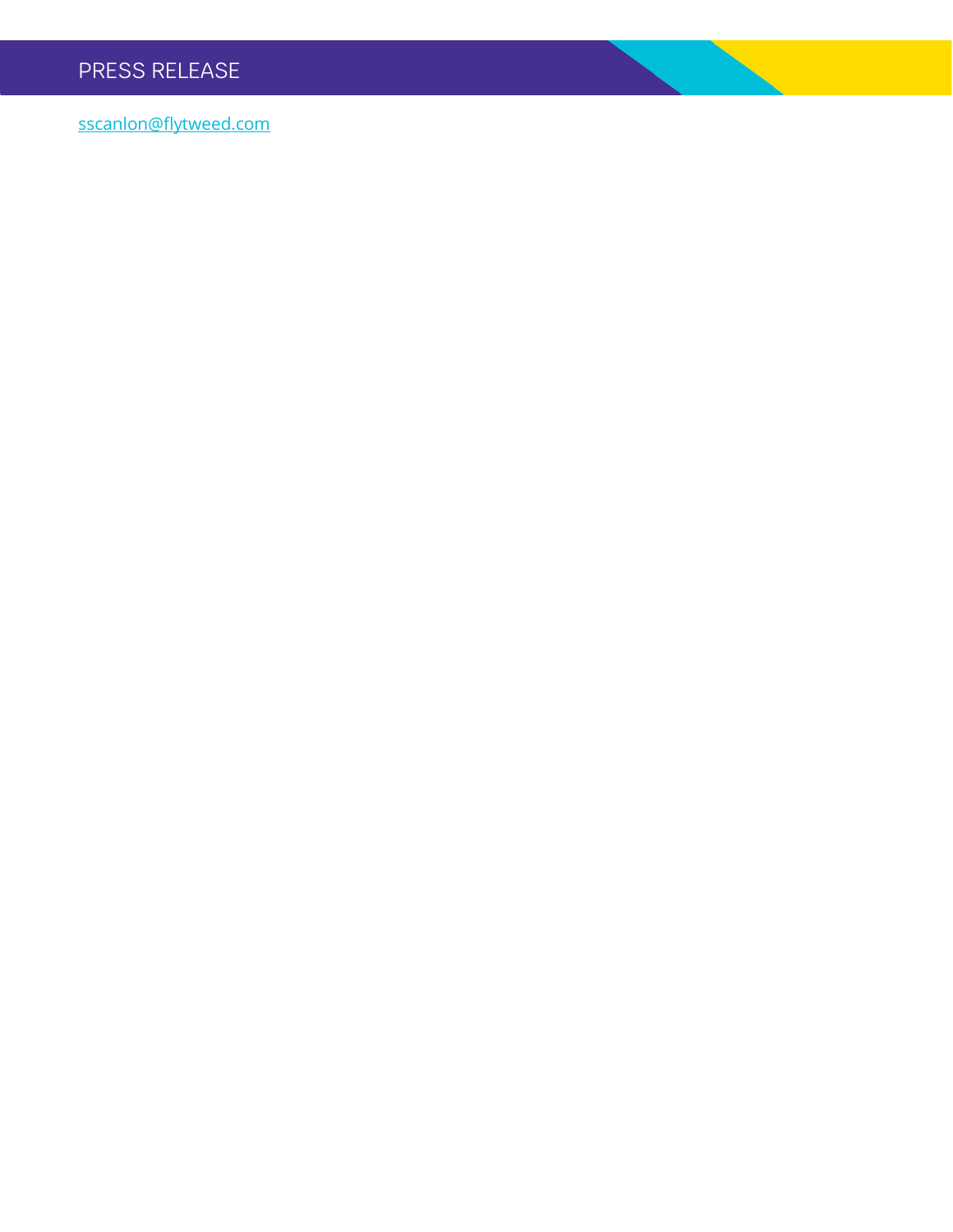sscanlon@flytweed.com